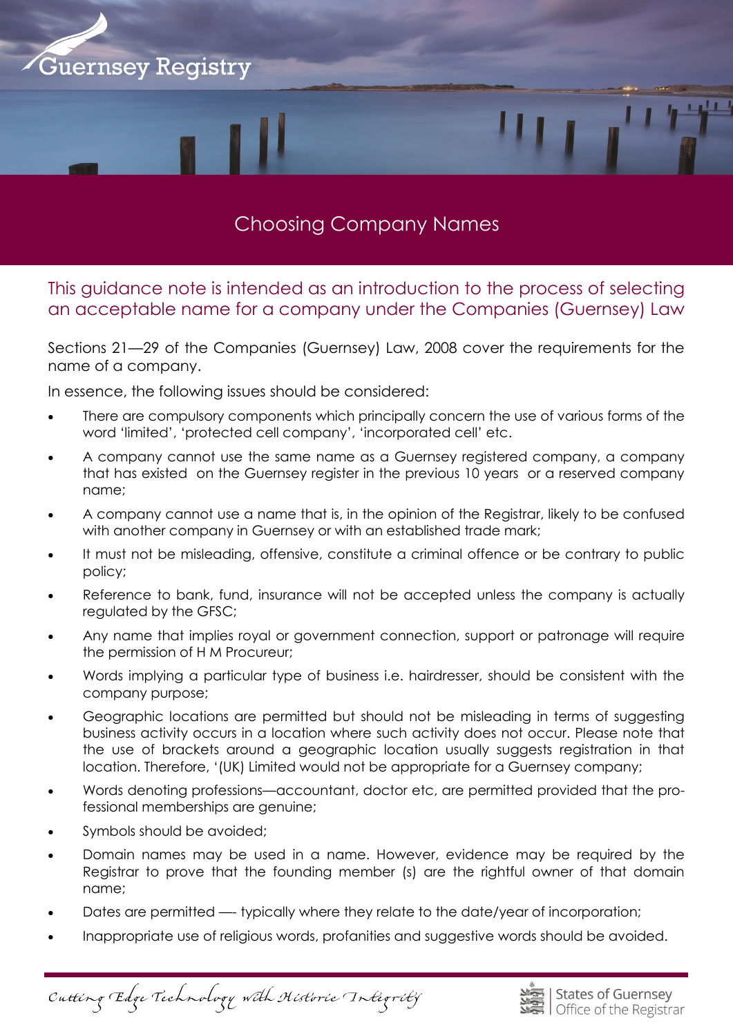Guernsey Registry

# Choosing Company Names

## This guidance note is intended as an introduction to the process of selecting an acceptable name for a company under the Companies (Guernsey) Law

Sections 21—29 of the Companies (Guernsey) Law, 2008 cover the requirements for the name of a company.

In essence, the following issues should be considered:

- There are compulsory components which principally concern the use of various forms of the word 'limited', 'protected cell company', 'incorporated cell' etc.
- A company cannot use the same name as a Guernsey registered company, a company that has existed on the Guernsey register in the previous 10 years or a reserved company name;
- A company cannot use a name that is, in the opinion of the Registrar, likely to be confused with another company in Guernsey or with an established trade mark;
- It must not be misleading, offensive, constitute a criminal offence or be contrary to public policy;
- Reference to bank, fund, insurance will not be accepted unless the company is actually regulated by the GFSC;
- Any name that implies royal or government connection, support or patronage will require the permission of H M Procureur;
- Words implying a particular type of business i.e. hairdresser, should be consistent with the company purpose;
- Geographic locations are permitted but should not be misleading in terms of suggesting business activity occurs in a location where such activity does not occur. Please note that the use of brackets around a geographic location usually suggests registration in that location. Therefore, '(UK) Limited would not be appropriate for a Guernsey company;
- Words denoting professions—accountant, doctor etc, are permitted provided that the professional memberships are genuine;
- Symbols should be avoided;
- Domain names may be used in a name. However, evidence may be required by the Registrar to prove that the founding member (s) are the rightful owner of that domain name;
- Dates are permitted — typically where they relate to the date/year of incorporation;
- Inappropriate use of religious words, profanities and suggestive words should be avoided.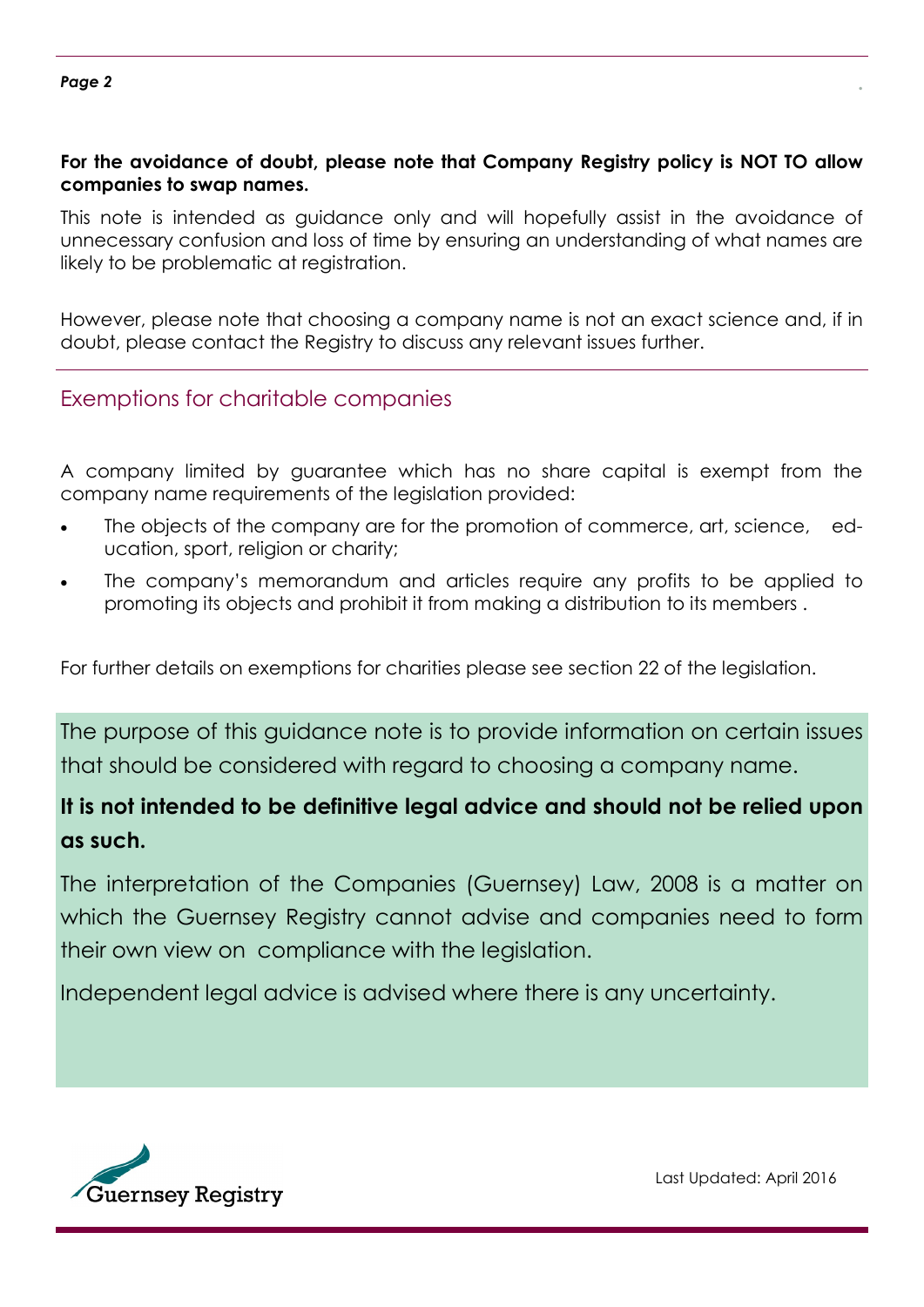**For the avoidance of doubt, please note that Company Registry policy is NOT TO allow companies to swap names.**

This note is intended as guidance only and will hopefully assist in the avoidance of unnecessary confusion and loss of time by ensuring an understanding of what names are likely to be problematic at registration.

However, please note that choosing a company name is not an exact science and, if in doubt, please contact the Registry to discuss any relevant issues further.

## Exemptions for charitable companies

A company limited by guarantee which has no share capital is exempt from the company name requirements of the legislation provided:

- The objects of the company are for the promotion of commerce, art, science, education, sport, religion or charity;
- The company's memorandum and articles require any profits to be applied to promoting its objects and prohibit it from making a distribution to its members .

For further details on exemptions for charities please see section 22 of the legislation.

The purpose of this guidance note is to provide information on certain issues that should be considered with regard to choosing a company name.

**It is not intended to be definitive legal advice and should not be relied upon as such.**

The interpretation of the Companies (Guernsey) Law, 2008 is a matter on which the Guernsey Registry cannot advise and companies need to form their own view on compliance with the legislation.

Independent legal advice is advised where there is any uncertainty.

Guernsey Registry

Last Updated: April 2016